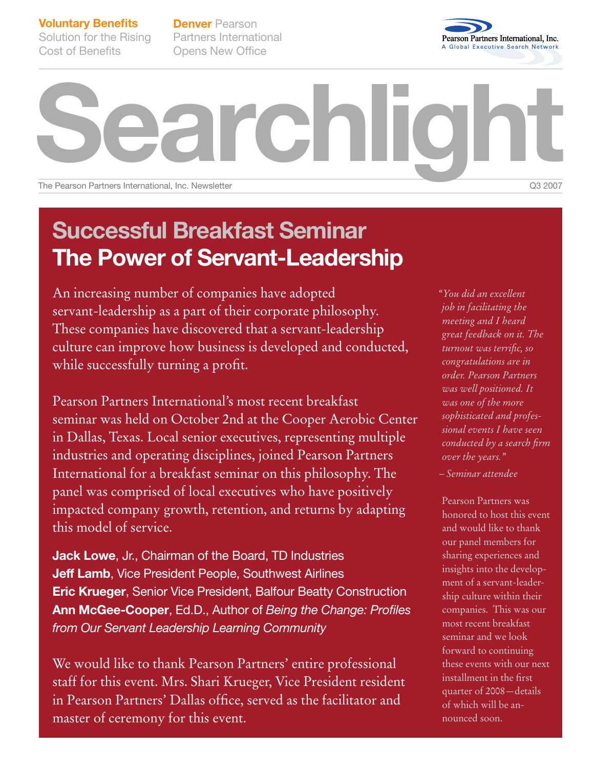**Voluntary Benefits** Solution for the Rising Cost of Benefits

**Denver** Pearson Partners International Opens New Office

Pearson Partners International, Inc.
A Global Executive Search Network

# Searchlight

The Pearson Partners International, Inc. Newsletter

Q3 2007

## Successful Breakfast Seminar
## The Power of Servant-Leadership

An increasing number of companies have adopted servant-leadership as a part of their corporate philosophy. These companies have discovered that a servant-leadership culture can improve how business is developed and conducted, while successfully turning a profit.

Pearson Partners International's most recent breakfast seminar was held on October 2nd at the Cooper Aerobic Center in Dallas, Texas. Local senior executives, representing multiple industries and operating disciplines, joined Pearson Partners International for a breakfast seminar on this philosophy. The panel was comprised of local executives who have positively impacted company growth, retention, and returns by adapting this model of service.

**Jack Lowe**, Jr., Chairman of the Board, TD Industries
**Jeff Lamb**, Vice President People, Southwest Airlines
**Eric Krueger**, Senior Vice President, Balfour Beatty Construction
**Ann McGee-Cooper**, Ed.D., Author of *Being the Change: Profiles from Our Servant Leadership Learning Community*

We would like to thank Pearson Partners' entire professional staff for this event. Mrs. Shari Krueger, Vice President resident in Pearson Partners' Dallas office, served as the facilitator and master of ceremony for this event.

*"You did an excellent job in facilitating the meeting and I heard great feedback on it. The turnout was terrific, so congratulations are in order. Pearson Partners was well positioned. It was one of the more sophisticated and professional events I have seen conducted by a search firm over the years."*

*– Seminar attendee*

Pearson Partners was honored to host this event and would like to thank our panel members for sharing experiences and insights into the development of a servant-leadership culture within their companies. This was our most recent breakfast seminar and we look forward to continuing these events with our next installment in the first quarter of 2008—details of which will be announced soon.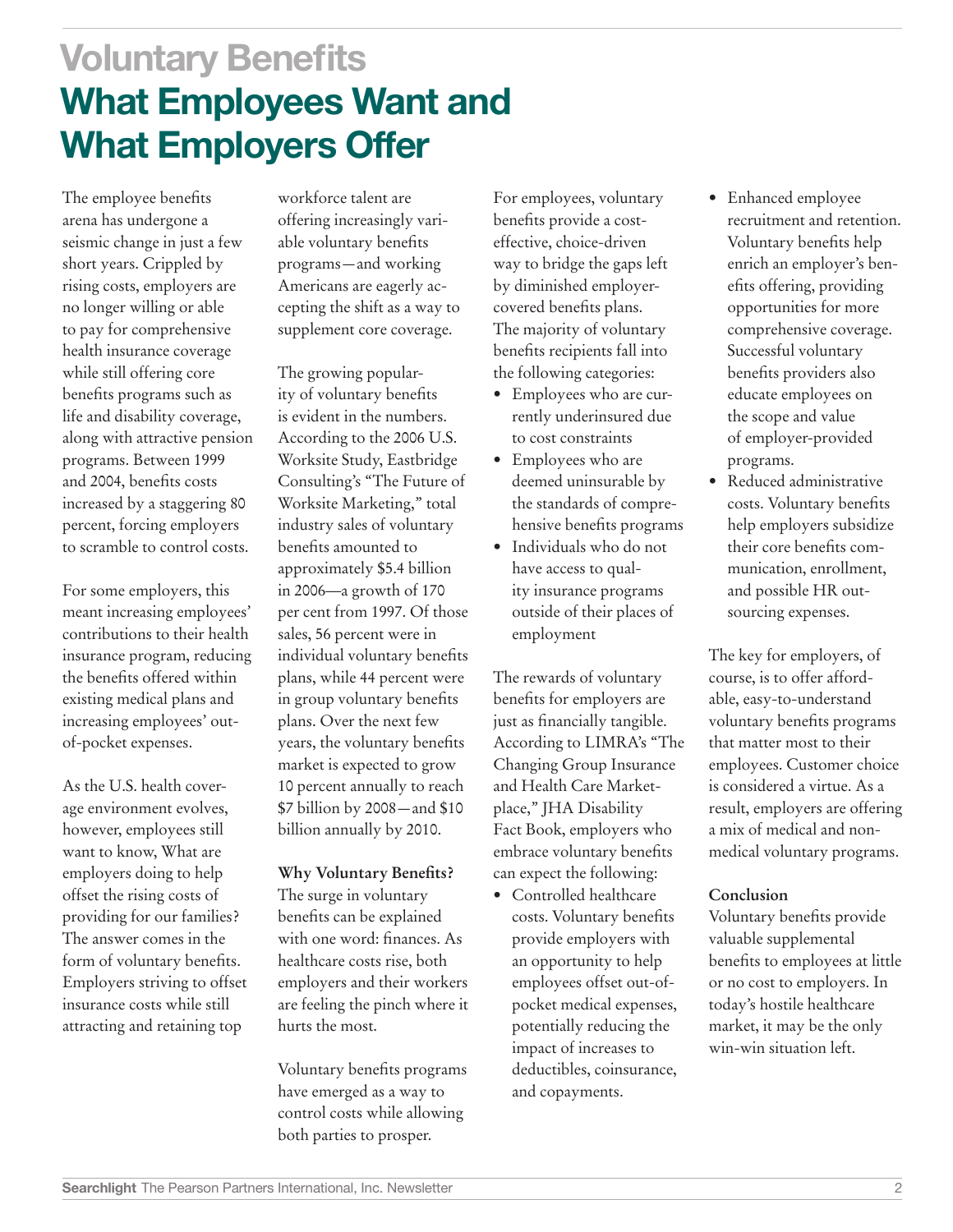# Voluntary Benefits

## What Employees Want and What Employers Offer

The employee benefits arena has undergone a seismic change in just a few short years. Crippled by rising costs, employers are no longer willing or able to pay for comprehensive health insurance coverage while still offering core benefits programs such as life and disability coverage, along with attractive pension programs. Between 1999 and 2004, benefits costs increased by a staggering 80 percent, forcing employers to scramble to control costs.

For some employers, this meant increasing employees' contributions to their health insurance program, reducing the benefits offered within existing medical plans and increasing employees' out-of-pocket expenses.

As the U.S. health coverage environment evolves, however, employees still want to know, What are employers doing to help offset the rising costs of providing for our families? The answer comes in the form of voluntary benefits. Employers striving to offset insurance costs while still attracting and retaining top workforce talent are offering increasingly variable voluntary benefits programs—and working Americans are eagerly accepting the shift as a way to supplement core coverage.

The growing popularity of voluntary benefits is evident in the numbers. According to the 2006 U.S. Worksite Study, Eastbridge Consulting's "The Future of Worksite Marketing," total industry sales of voluntary benefits amounted to approximately $5.4 billion in 2006—a growth of 170 per cent from 1997. Of those sales, 56 percent were in individual voluntary benefits plans, while 44 percent were in group voluntary benefits plans. Over the next few years, the voluntary benefits market is expected to grow 10 percent annually to reach $7 billion by 2008—and $10 billion annually by 2010.

**Why Voluntary Benefits?**

The surge in voluntary benefits can be explained with one word: finances. As healthcare costs rise, both employers and their workers are feeling the pinch where it hurts the most.

Voluntary benefits programs have emerged as a way to control costs while allowing both parties to prosper.

For employees, voluntary benefits provide a cost-effective, choice-driven way to bridge the gaps left by diminished employer-covered benefits plans. The majority of voluntary benefits recipients fall into the following categories:

- Employees who are currently underinsured due to cost constraints
- Employees who are deemed uninsurable by the standards of comprehensive benefits programs
- Individuals who do not have access to quality insurance programs outside of their places of employment

The rewards of voluntary benefits for employers are just as financially tangible. According to LIMRA's "The Changing Group Insurance and Health Care Marketplace," JHA Disability Fact Book, employers who embrace voluntary benefits can expect the following:

- Controlled healthcare costs. Voluntary benefits provide employers with an opportunity to help employees offset out-of-pocket medical expenses, potentially reducing the impact of increases to deductibles, coinsurance, and copayments.
- Enhanced employee recruitment and retention. Voluntary benefits help enrich an employer's benefits offering, providing opportunities for more comprehensive coverage. Successful voluntary benefits providers also educate employees on the scope and value of employer-provided programs.
- Reduced administrative costs. Voluntary benefits help employers subsidize their core benefits communication, enrollment, and possible HR outsourcing expenses.

The key for employers, of course, is to offer affordable, easy-to-understand voluntary benefits programs that matter most to their employees. Customer choice is considered a virtue. As a result, employers are offering a mix of medical and non-medical voluntary programs.

**Conclusion**

Voluntary benefits provide valuable supplemental benefits to employees at little or no cost to employers. In today's hostile healthcare market, it may be the only win-win situation left.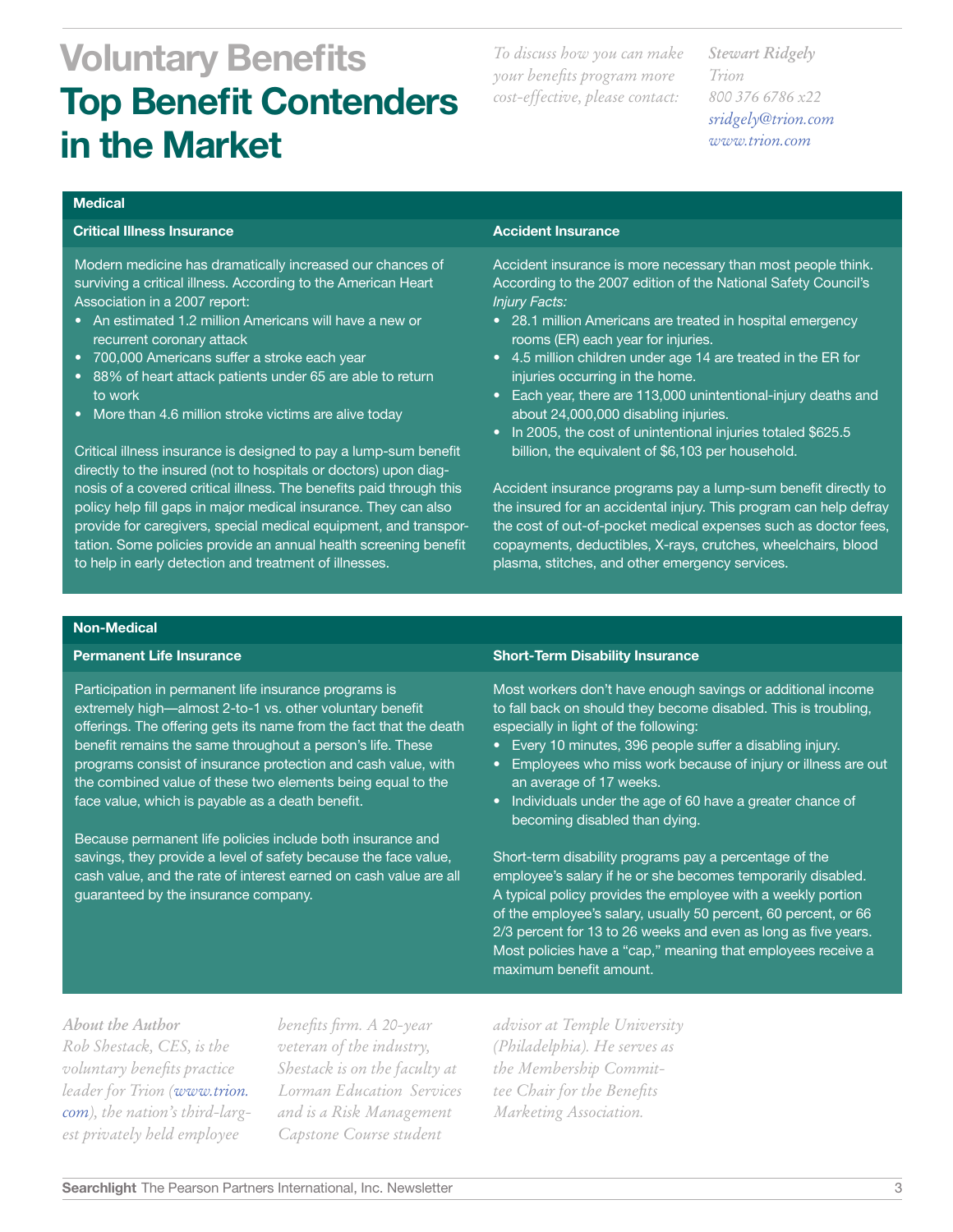# Voluntary Benefits

# Top Benefit Contenders in the Market

*To discuss how you can make your benefits program more cost-effective, please contact:*

*Stewart Ridgely*
*Trion*
*800 376 6786 x22*
*sridgely@trion.com*
*www.trion.com*

## Medical

### Critical Illness Insurance

Modern medicine has dramatically increased our chances of surviving a critical illness. According to the American Heart Association in a 2007 report:

- An estimated 1.2 million Americans will have a new or recurrent coronary attack
- 700,000 Americans suffer a stroke each year
- 88% of heart attack patients under 65 are able to return to work
- More than 4.6 million stroke victims are alive today

Critical illness insurance is designed to pay a lump-sum benefit directly to the insured (not to hospitals or doctors) upon diagnosis of a covered critical illness. The benefits paid through this policy help fill gaps in major medical insurance. They can also provide for caregivers, special medical equipment, and transportation. Some policies provide an annual health screening benefit to help in early detection and treatment of illnesses.

### Accident Insurance

Accident insurance is more necessary than most people think. According to the 2007 edition of the National Safety Council's *Injury Facts:*

- 28.1 million Americans are treated in hospital emergency rooms (ER) each year for injuries.
- 4.5 million children under age 14 are treated in the ER for injuries occurring in the home.
- Each year, there are 113,000 unintentional-injury deaths and about 24,000,000 disabling injuries.
- In 2005, the cost of unintentional injuries totaled $625.5 billion, the equivalent of $6,103 per household.

Accident insurance programs pay a lump-sum benefit directly to the insured for an accidental injury. This program can help defray the cost of out-of-pocket medical expenses such as doctor fees, copayments, deductibles, X-rays, crutches, wheelchairs, blood plasma, stitches, and other emergency services.

## Non-Medical

### Permanent Life Insurance

Participation in permanent life insurance programs is extremely high—almost 2-to-1 vs. other voluntary benefit offerings. The offering gets its name from the fact that the death benefit remains the same throughout a person's life. These programs consist of insurance protection and cash value, with the combined value of these two elements being equal to the face value, which is payable as a death benefit.

Because permanent life policies include both insurance and savings, they provide a level of safety because the face value, cash value, and the rate of interest earned on cash value are all guaranteed by the insurance company.

### Short-Term Disability Insurance

Most workers don't have enough savings or additional income to fall back on should they become disabled. This is troubling, especially in light of the following:

- Every 10 minutes, 396 people suffer a disabling injury.
- Employees who miss work because of injury or illness are out an average of 17 weeks.
- Individuals under the age of 60 have a greater chance of becoming disabled than dying.

Short-term disability programs pay a percentage of the employee's salary if he or she becomes temporarily disabled. A typical policy provides the employee with a weekly portion of the employee's salary, usually 50 percent, 60 percent, or 66 2/3 percent for 13 to 26 weeks and even as long as five years. Most policies have a "cap," meaning that employees receive a maximum benefit amount.

*About the Author*
*Rob Shestack, CES, is the voluntary benefits practice leader for Trion (www.trion.com), the nation's third-largest privately held employee benefits firm. A 20-year veteran of the industry, Shestack is on the faculty at Lorman Education Services and is a Risk Management Capstone Course student advisor at Temple University (Philadelphia). He serves as the Membership Committee Chair for the Benefits Marketing Association.*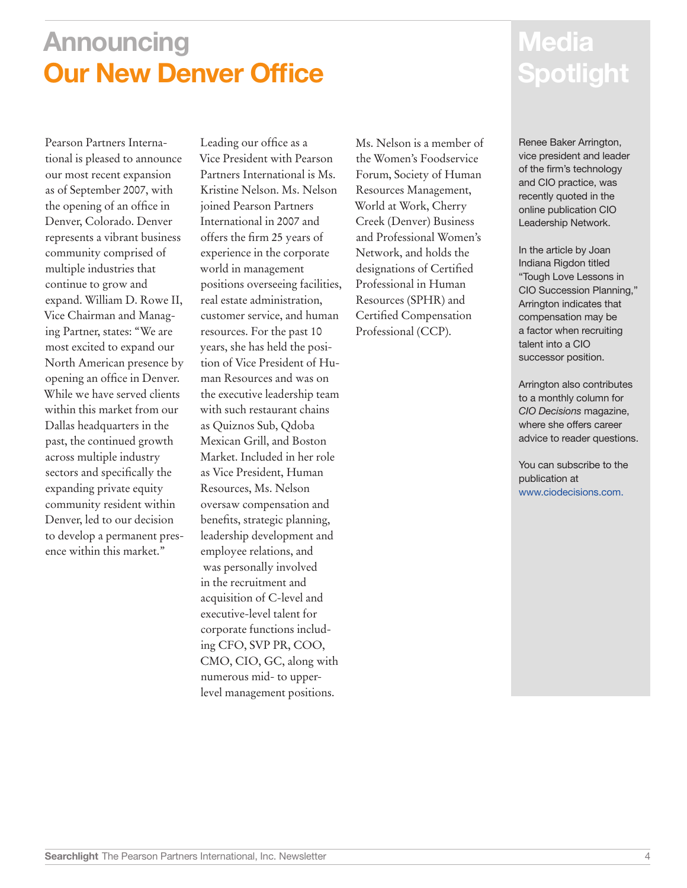# Announcing Our New Denver Office

Pearson Partners International is pleased to announce our most recent expansion as of September 2007, with the opening of an office in Denver, Colorado. Denver represents a vibrant business community comprised of multiple industries that continue to grow and expand. William D. Rowe II, Vice Chairman and Managing Partner, states: "We are most excited to expand our North American presence by opening an office in Denver. While we have served clients within this market from our Dallas headquarters in the past, the continued growth across multiple industry sectors and specifically the expanding private equity community resident within Denver, led to our decision to develop a permanent presence within this market."

Leading our office as a Vice President with Pearson Partners International is Ms. Kristine Nelson. Ms. Nelson joined Pearson Partners International in 2007 and offers the firm 25 years of experience in the corporate world in management positions overseeing facilities, real estate administration, customer service, and human resources. For the past 10 years, she has held the position of Vice President of Human Resources and was on the executive leadership team with such restaurant chains as Quiznos Sub, Qdoba Mexican Grill, and Boston Market. Included in her role as Vice President, Human Resources, Ms. Nelson oversaw compensation and benefits, strategic planning, leadership development and employee relations, and was personally involved in the recruitment and acquisition of C-level and executive-level talent for corporate functions including CFO, SVP PR, COO, CMO, CIO, GC, along with numerous mid- to upper-level management positions.

Ms. Nelson is a member of the Women's Foodservice Forum, Society of Human Resources Management, World at Work, Cherry Creek (Denver) Business and Professional Women's Network, and holds the designations of Certified Professional in Human Resources (SPHR) and Certified Compensation Professional (CCP).

## Media Spotlight

Renee Baker Arrington, vice president and leader of the firm's technology and CIO practice, was recently quoted in the online publication CIO Leadership Network.

In the article by Joan Indiana Rigdon titled "Tough Love Lessons in CIO Succession Planning," Arrington indicates that compensation may be a factor when recruiting talent into a CIO successor position.

Arrington also contributes to a monthly column for *CIO Decisions* magazine, where she offers career advice to reader questions.

You can subscribe to the publication at www.ciodecisions.com.